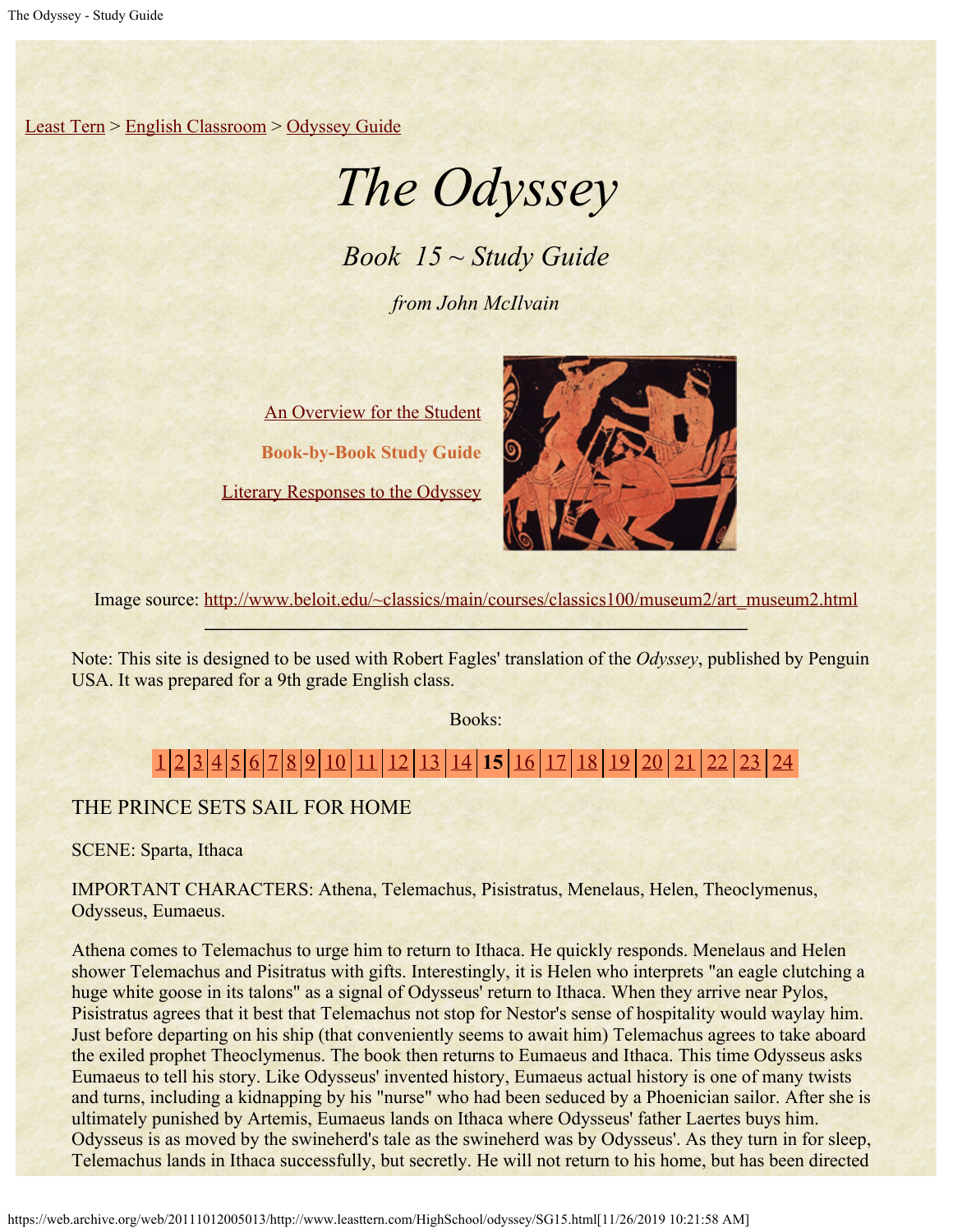Least Tern > English Classroom > Odyssey Guide

# *The Odyssey*

## *Book 15 ~ Study Guide*

*from John McIlvain*

An Overview for the Student

**Book-by-Book Study Guide**

Literary Responses to the Odyssey

Image source: http://www.beloit.edu/~classics/main/courses/classics100/museum2/art_museum2.html

---

Note: This site is designed to be used with Robert Fagles' translation of the *Odyssey*, published by Penguin USA. It was prepared for a 9th grade English class.

Books:

| 1 | 2 | 3 | 4 | 5 | 6 | 7 | 8 | 9 | 10 | 11 | 12 | 13 | 14 | **15** | 16 | 17 | 18 | 19 | 20 | 21 | 22 | 23 | 24 |
|---|---|---|---|---|---|---|---|---|---|---|---|---|---|---|---|---|---|---|---|---|---|---|---|

THE PRINCE SETS SAIL FOR HOME

SCENE: Sparta, Ithaca

IMPORTANT CHARACTERS: Athena, Telemachus, Pisistratus, Menelaus, Helen, Theoclymenus, Odysseus, Eumaeus.

Athena comes to Telemachus to urge him to return to Ithaca. He quickly responds. Menelaus and Helen shower Telemachus and Pisitratus with gifts. Interestingly, it is Helen who interprets "an eagle clutching a huge white goose in its talons" as a signal of Odysseus' return to Ithaca. When they arrive near Pylos, Pisistratus agrees that it best that Telemachus not stop for Nestor's sense of hospitality would waylay him. Just before departing on his ship (that conveniently seems to await him) Telemachus agrees to take aboard the exiled prophet Theoclymenus. The book then returns to Eumaeus and Ithaca. This time Odysseus asks Eumaeus to tell his story. Like Odysseus' invented history, Eumaeus actual history is one of many twists and turns, including a kidnapping by his "nurse" who had been seduced by a Phoenician sailor. After she is ultimately punished by Artemis, Eumaeus lands on Ithaca where Odysseus' father Laertes buys him. Odysseus is as moved by the swineherd's tale as the swineherd was by Odysseus'. As they turn in for sleep, Telemachus lands in Ithaca successfully, but secretly. He will not return to his home, but has been directed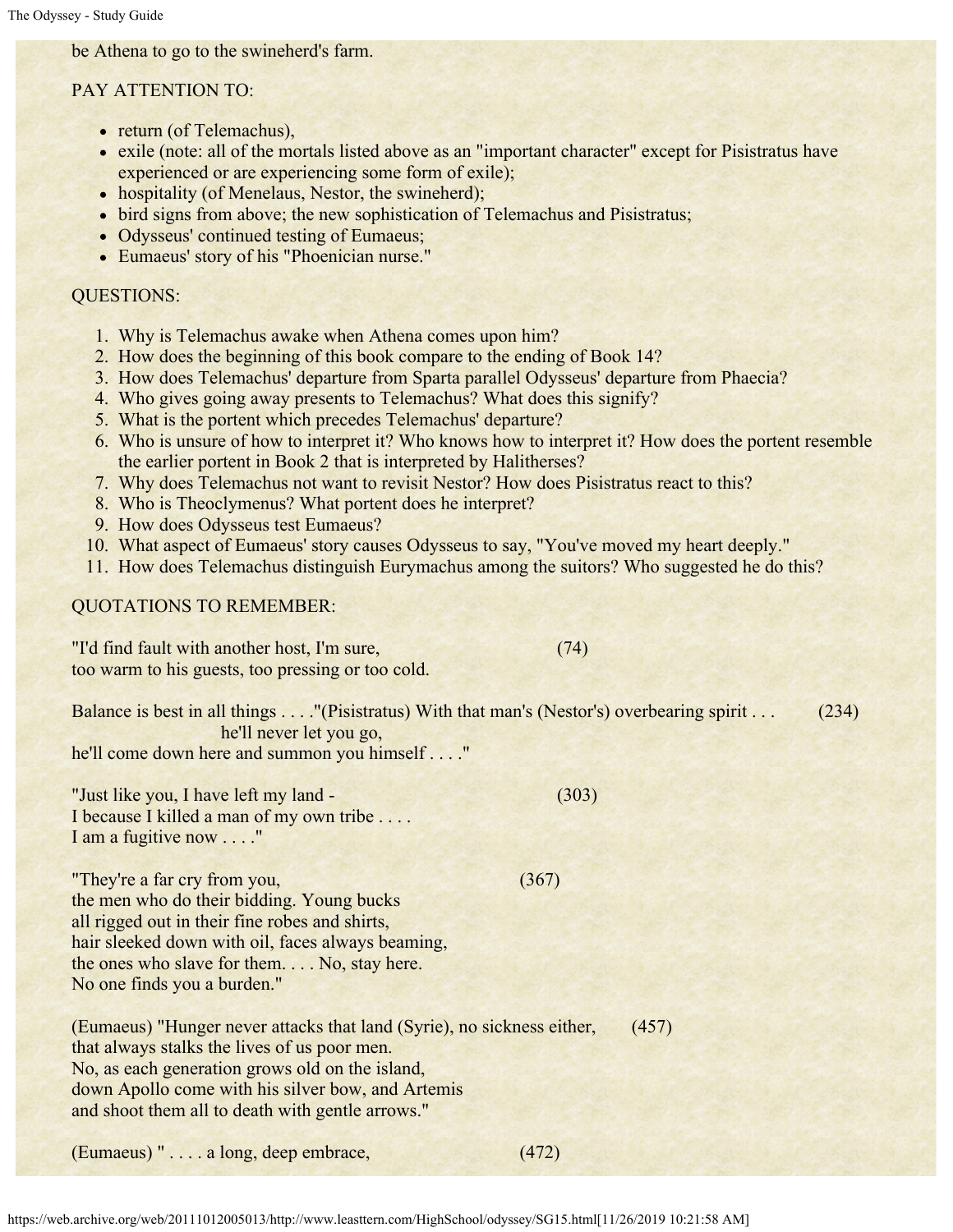be Athena to go to the swineherd's farm.

PAY ATTENTION TO:

- return (of Telemachus),
- exile (note: all of the mortals listed above as an "important character" except for Pisistratus have experienced or are experiencing some form of exile);
- hospitality (of Menelaus, Nestor, the swineherd);
- bird signs from above; the new sophistication of Telemachus and Pisistratus;
- Odysseus' continued testing of Eumaeus;
- Eumaeus' story of his "Phoenician nurse."

QUESTIONS:

1. Why is Telemachus awake when Athena comes upon him?
2. How does the beginning of this book compare to the ending of Book 14?
3. How does Telemachus' departure from Sparta parallel Odysseus' departure from Phaecia?
4. Who gives going away presents to Telemachus? What does this signify?
5. What is the portent which precedes Telemachus' departure?
6. Who is unsure of how to interpret it? Who knows how to interpret it? How does the portent resemble the earlier portent in Book 2 that is interpreted by Halitherses?
7. Why does Telemachus not want to revisit Nestor? How does Pisistratus react to this?
8. Who is Theoclymenus? What portent does he interpret?
9. How does Odysseus test Eumaeus?
10. What aspect of Eumaeus' story causes Odysseus to say, "You've moved my heart deeply."
11. How does Telemachus distinguish Eurymachus among the suitors? Who suggested he do this?

QUOTATIONS TO REMEMBER:

"I'd find fault with another host, I'm sure, (74)
too warm to his guests, too pressing or too cold.

Balance is best in all things . . . ."(Pisistratus) With that man's (Nestor's) overbearing spirit . . . (234)
he'll never let you go,
he'll come down here and summon you himself . . . ."

"Just like you, I have left my land - (303)
I because I killed a man of my own tribe . . . .
I am a fugitive now . . . ."

"They're a far cry from you, (367)
the men who do their bidding. Young bucks
all rigged out in their fine robes and shirts,
hair sleeked down with oil, faces always beaming,
the ones who slave for them. . . . No, stay here.
No one finds you a burden."

(Eumaeus) "Hunger never attacks that land (Syrie), no sickness either, (457)
that always stalks the lives of us poor men.
No, as each generation grows old on the island,
down Apollo come with his silver bow, and Artemis
and shoot them all to death with gentle arrows."

(Eumaeus) " . . . . a long, deep embrace, (472)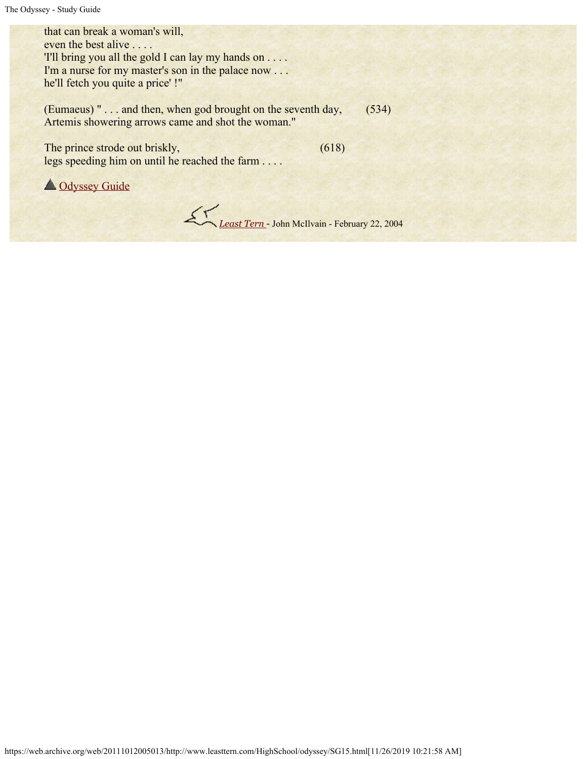that can break a woman's will,
even the best alive . . . .
'I'll bring you all the gold I can lay my hands on . . . .
I'm a nurse for my master's son in the palace now . . .
he'll fetch you quite a price' !"

(Eumaeus) " . . . and then, when god brought on the seventh day, (534)
Artemis showering arrows came and shot the woman."

The prince strode out briskly, (618)
legs speeding him on until he reached the farm . . . .

Odyssey Guide

*Least Tern* - John McIlvain - February 22, 2004